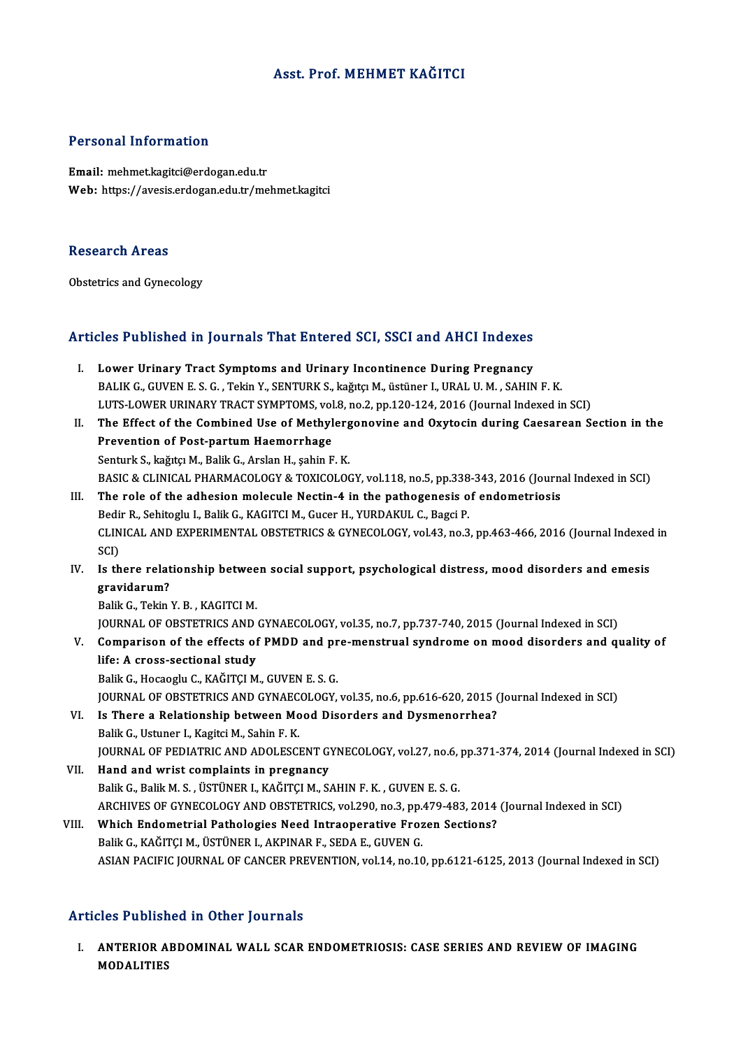# Asst. Prof. MEHMET KAĞITCI

## Personal Information

**Email:** mehmet.kagitci@erdogan.edu.tr
**Web:** https://avesis.erdogan.edu.tr/mehmet.kagitci

## Research Areas

Obstetrics and Gynecology

## Articles Published in Journals That Entered SCI, SSCI and AHCI Indexes

I. **Lower Urinary Tract Symptoms and Urinary Incontinence During Pregnancy**
BALIK G., GUVEN E. S. G. , Tekin Y., SENTURK S., kağıtçı M., üstüner I., URAL U. M. , SAHIN F. K.
LUTS-LOWER URINARY TRACT SYMPTOMS, vol.8, no.2, pp.120-124, 2016 (Journal Indexed in SCI)

II. **The Effect of the Combined Use of Methylergonovine and Oxytocin during Caesarean Section in the Prevention of Post-partum Haemorrhage**
Senturk S., kağıtçı M., Balik G., Arslan H., şahin F. K.
BASIC & CLINICAL PHARMACOLOGY & TOXICOLOGY, vol.118, no.5, pp.338-343, 2016 (Journal Indexed in SCI)

III. **The role of the adhesion molecule Nectin-4 in the pathogenesis of endometriosis**
Bedir R., Sehitoglu I., Balik G., KAGITCI M., Gucer H., YURDAKUL C., Bagci P.
CLINICAL AND EXPERIMENTAL OBSTETRICS & GYNECOLOGY, vol.43, no.3, pp.463-466, 2016 (Journal Indexed in SCI)

IV. **Is there relationship between social support, psychological distress, mood disorders and emesis gravidarum?**
Balik G., Tekin Y. B. , KAGITCI M.
JOURNAL OF OBSTETRICS AND GYNAECOLOGY, vol.35, no.7, pp.737-740, 2015 (Journal Indexed in SCI)

V. **Comparison of the effects of PMDD and pre-menstrual syndrome on mood disorders and quality of life: A cross-sectional study**
Balik G., Hocaoglu C., KAĞITÇI M., GUVEN E. S. G.
JOURNAL OF OBSTETRICS AND GYNAECOLOGY, vol.35, no.6, pp.616-620, 2015 (Journal Indexed in SCI)

VI. **Is There a Relationship between Mood Disorders and Dysmenorrhea?**
Balik G., Ustuner I., Kagitci M., Sahin F. K.
JOURNAL OF PEDIATRIC AND ADOLESCENT GYNECOLOGY, vol.27, no.6, pp.371-374, 2014 (Journal Indexed in SCI)

VII. **Hand and wrist complaints in pregnancy**
Balik G., Balik M. S. , ÜSTÜNER I., KAĞITÇI M., SAHIN F. K. , GUVEN E. S. G.
ARCHIVES OF GYNECOLOGY AND OBSTETRICS, vol.290, no.3, pp.479-483, 2014 (Journal Indexed in SCI)

VIII. **Which Endometrial Pathologies Need Intraoperative Frozen Sections?**
Balik G., KAĞITÇI M., ÜSTÜNER I., AKPINAR F., SEDA E., GUVEN G.
ASIAN PACIFIC JOURNAL OF CANCER PREVENTION, vol.14, no.10, pp.6121-6125, 2013 (Journal Indexed in SCI)

## Articles Published in Other Journals

I. **ANTERIOR ABDOMINAL WALL SCAR ENDOMETRIOSIS: CASE SERIES AND REVIEW OF IMAGING MODALITIES**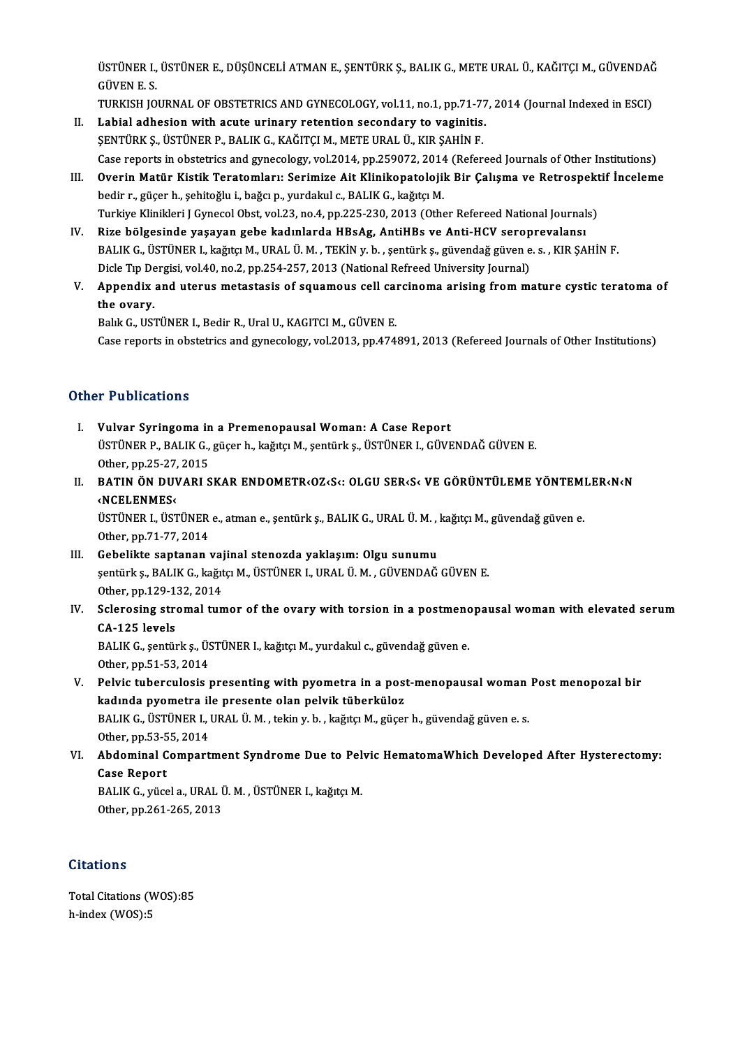ÜSTÜNER I., ÜSTÜNER E., DÜŞÜNCELİ ATMAN E., ŞENTÜRK Ş., BALIK G., METE URAL Ü., KAĞITÇI M., GÜVENDAĞ GÜVEN E. S.
TURKISH JOURNAL OF OBSTETRICS AND GYNECOLOGY, vol.11, no.1, pp.71-77, 2014 (Journal Indexed in ESCI)

II. **Labial adhesion with acute urinary retention secondary to vaginitis.**
ŞENTÜRK Ş., ÜSTÜNER P., BALIK G., KAĞITÇI M., METE URAL Ü., KIR ŞAHİN F.
Case reports in obstetrics and gynecology, vol.2014, pp.259072, 2014 (Refereed Journals of Other Institutions)

III. **Overin Matür Kistik Teratomları: Serimize Ait Klinikopatolojik Bir Çalışma ve Retrospektif İnceleme**
bedir r., güçer h., şehitoğlu i., bağcı p., yurdakul c., BALIK G., kağıtçı M.
Turkiye Klinikleri J Gynecol Obst, vol.23, no.4, pp.225-230, 2013 (Other Refereed National Journals)

IV. **Rize bölgesinde yaşayan gebe kadınlarda HBsAg, AntiHBs ve Anti-HCV seroprevalansı**
BALIK G., ÜSTÜNER I., kağıtçı M., URAL Ü. M. , TEKİN y. b. , şentürk ş., güvendağ güven e. s. , KIR ŞAHİN F.
Dicle Tıp Dergisi, vol.40, no.2, pp.254-257, 2013 (National Refreed University Journal)

V. **Appendix and uterus metastasis of squamous cell carcinoma arising from mature cystic teratoma of the ovary.**
Balık G., USTÜNER I., Bedir R., Ural U., KAGITCI M., GÜVEN E.
Case reports in obstetrics and gynecology, vol.2013, pp.474891, 2013 (Refereed Journals of Other Institutions)

## Other Publications

I. **Vulvar Syringoma in a Premenopausal Woman: A Case Report**
ÜSTÜNER P., BALIK G., güçer h., kağıtçı M., şentürk ş., ÜSTÜNER I., GÜVENDAĞ GÜVEN E.
Other, pp.25-27, 2015

II. **BATIN ÖN DUVARI SKAR ENDOMETR‹OZ‹S‹: OLGU SER‹S‹ VE GÖRÜNTÜLEME YÖNTEML‹N‹N ‹NCELENMES‹**
ÜSTÜNER I., ÜSTÜNER e., atman e., şentürk ş., BALIK G., URAL Ü. M. , kağıtçı M., güvendağ güven e.
Other, pp.71-77, 2014

III. **Gebelikte saptanan vajinal stenozda yaklaşım: Olgu sunumu**
şentürk ş., BALIK G., kağıtçı M., ÜSTÜNER I., URAL Ü. M. , GÜVENDAĞ GÜVEN E.
Other, pp.129-132, 2014

IV. **Sclerosing stromal tumor of the ovary with torsion in a postmenopausal woman with elevated serum CA-125 levels**
BALIK G., şentürk ş., ÜSTÜNER I., kağıtçı M., yurdakul c., güvendağ güven e.
Other, pp.51-53, 2014

V. **Pelvic tuberculosis presenting with pyometra in a post-menopausal woman Post menopozal bir kadında pyometra ile presente olan pelvik tüberküloz**
BALIK G., ÜSTÜNER I., URAL Ü. M. , tekin y. b. , kağıtçı M., güçer h., güvendağ güven e. s.
Other, pp.53-55, 2014

VI. **Abdominal Compartment Syndrome Due to Pelvic HematomaWhich Developed After Hysterectomy: Case Report**
BALIK G., yücel a., URAL Ü. M. , ÜSTÜNER I., kağıtçı M.
Other, pp.261-265, 2013

## Citations

Total Citations (WOS):85
h-index (WOS):5